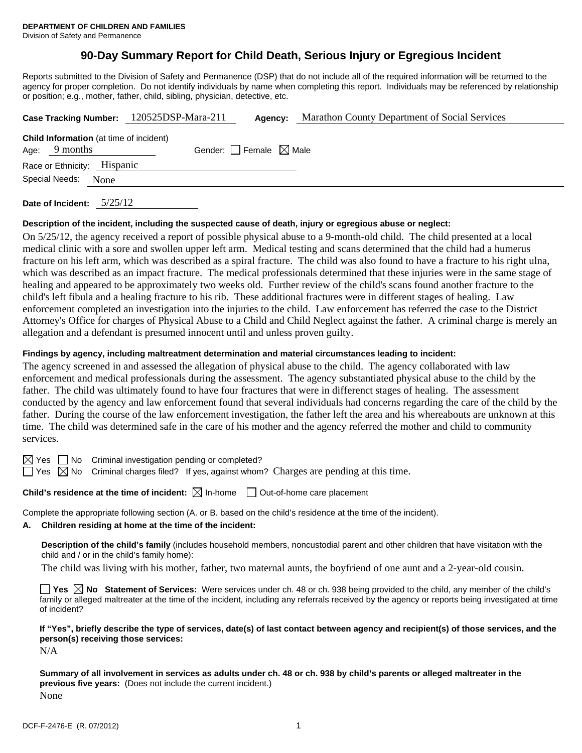**DEPARTMENT OF CHILDREN AND FAMILIES**
Division of Safety and Permanence

# 90-Day Summary Report for Child Death, Serious Injury or Egregious Incident

Reports submitted to the Division of Safety and Permanence (DSP) that do not include all of the required information will be returned to the agency for proper completion. Do not identify individuals by name when completing this report. Individuals may be referenced by relationship or position; e.g., mother, father, child, sibling, physician, detective, etc.

**Case Tracking Number:** 120525DSP-Mara-211 **Agency:** Marathon County Department of Social Services

**Child Information** (at time of incident)
Age: 9 months Gender: ☐ Female ☒ Male
Race or Ethnicity: Hispanic
Special Needs: None

**Date of Incident:** 5/25/12

**Description of the incident, including the suspected cause of death, injury or egregious abuse or neglect:**

On 5/25/12, the agency received a report of possible physical abuse to a 9-month-old child. The child presented at a local medical clinic with a sore and swollen upper left arm. Medical testing and scans determined that the child had a humerus fracture on his left arm, which was described as a spiral fracture. The child was also found to have a fracture to his right ulna, which was described as an impact fracture. The medical professionals determined that these injuries were in the same stage of healing and appeared to be approximately two weeks old. Further review of the child's scans found another fracture to the child's left fibula and a healing fracture to his rib. These additional fractures were in different stages of healing. Law enforcement completed an investigation into the injuries to the child. Law enforcement has referred the case to the District Attorney's Office for charges of Physical Abuse to a Child and Child Neglect against the father. A criminal charge is merely an allegation and a defendant is presumed innocent until and unless proven guilty.

**Findings by agency, including maltreatment determination and material circumstances leading to incident:**

The agency screened in and assessed the allegation of physical abuse to the child. The agency collaborated with law enforcement and medical professionals during the assessment. The agency substantiated physical abuse to the child by the father. The child was ultimately found to have four fractures that were in differenct stages of healing. The assessment conducted by the agency and law enforcement found that several individuals had concerns regarding the care of the child by the father. During the course of the law enforcement investigation, the father left the area and his whereabouts are unknown at this time. The child was determined safe in the care of his mother and the agency referred the mother and child to community services.

☒ Yes ☐ No Criminal investigation pending or completed?
☐ Yes ☒ No Criminal charges filed? If yes, against whom? Charges are pending at this time.

**Child's residence at the time of incident:** ☒ In-home ☐ Out-of-home care placement

Complete the appropriate following section (A. or B. based on the child's residence at the time of the incident).

**A. Children residing at home at the time of the incident:**

**Description of the child's family** (includes household members, noncustodial parent and other children that have visitation with the child and / or in the child's family home):

The child was living with his mother, father, two maternal aunts, the boyfriend of one aunt and a 2-year-old cousin.

☐ **Yes** ☒ **No Statement of Services:** Were services under ch. 48 or ch. 938 being provided to the child, any member of the child's family or alleged maltreater at the time of the incident, including any referrals received by the agency or reports being investigated at time of incident?

**If "Yes", briefly describe the type of services, date(s) of last contact between agency and recipient(s) of those services, and the person(s) receiving those services:**

N/A

**Summary of all involvement in services as adults under ch. 48 or ch. 938 by child's parents or alleged maltreater in the previous five years:** (Does not include the current incident.)

None

DCF-F-2476-E (R. 07/2012)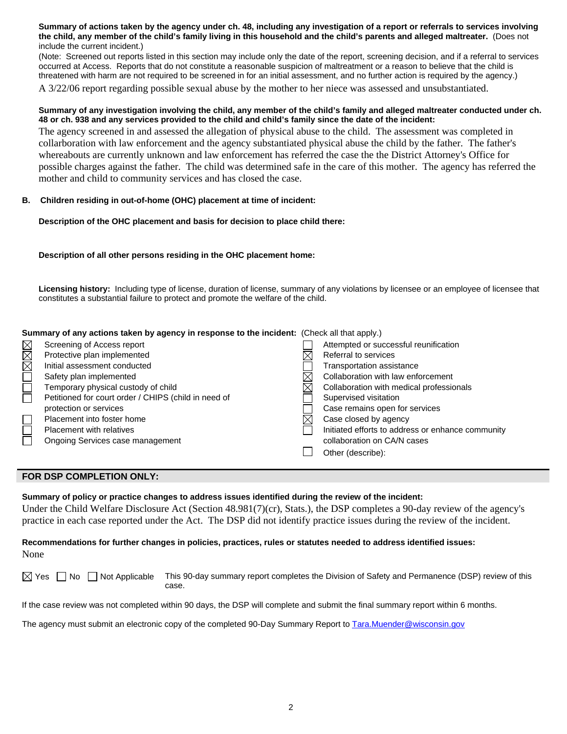**Summary of actions taken by the agency under ch. 48, including any investigation of a report or referrals to services involving the child, any member of the child's family living in this household and the child's parents and alleged maltreater.** (Does not include the current incident.)

(Note: Screened out reports listed in this section may include only the date of the report, screening decision, and if a referral to services occurred at Access. Reports that do not constitute a reasonable suspicion of maltreatment or a reason to believe that the child is threatened with harm are not required to be screened in for an initial assessment, and no further action is required by the agency.)

A 3/22/06 report regarding possible sexual abuse by the mother to her niece was assessed and unsubstantiated.

**Summary of any investigation involving the child, any member of the child's family and alleged maltreater conducted under ch. 48 or ch. 938 and any services provided to the child and child's family since the date of the incident:**

The agency screened in and assessed the allegation of physical abuse to the child. The assessment was completed in collarboration with law enforcement and the agency substantiated physical abuse the child by the father. The father's whereabouts are currently unknown and law enforcement has referred the case the the District Attorney's Office for possible charges against the father. The child was determined safe in the care of this mother. The agency has referred the mother and child to community services and has closed the case.

**B. Children residing in out-of-home (OHC) placement at time of incident:**

**Description of the OHC placement and basis for decision to place child there:**

**Description of all other persons residing in the OHC placement home:**

**Licensing history:** Including type of license, duration of license, summary of any violations by licensee or an employee of licensee that constitutes a substantial failure to protect and promote the welfare of the child.

**Summary of any actions taken by agency in response to the incident:** (Check all that apply.)

- ☒ Screening of Access report
- ☒ Protective plan implemented
- ☒ Initial assessment conducted
- ☐ Safety plan implemented
- ☐ Temporary physical custody of child
- ☐ Petitioned for court order / CHIPS (child in need of protection or services
- ☐ Placement into foster home
- ☐ Placement with relatives
- ☐ Ongoing Services case management
- ☐ Attempted or successful reunification
- ☒ Referral to services
- ☐ Transportation assistance
- ☒ Collaboration with law enforcement
- ☒ Collaboration with medical professionals
- ☐ Supervised visitation
- ☐ Case remains open for services
- ☒ Case closed by agency
- ☐ Initiated efforts to address or enhance community collaboration on CA/N cases
- ☐ Other (describe):

## FOR DSP COMPLETION ONLY:

**Summary of policy or practice changes to address issues identified during the review of the incident:**

Under the Child Welfare Disclosure Act (Section 48.981(7)(cr), Stats.), the DSP completes a 90-day review of the agency's practice in each case reported under the Act. The DSP did not identify practice issues during the review of the incident.

**Recommendations for further changes in policies, practices, rules or statutes needed to address identified issues:**

None

☒ Yes ☐ No ☐ Not Applicable This 90-day summary report completes the Division of Safety and Permanence (DSP) review of this case.

If the case review was not completed within 90 days, the DSP will complete and submit the final summary report within 6 months.

The agency must submit an electronic copy of the completed 90-Day Summary Report to Tara.Muender@wisconsin.gov